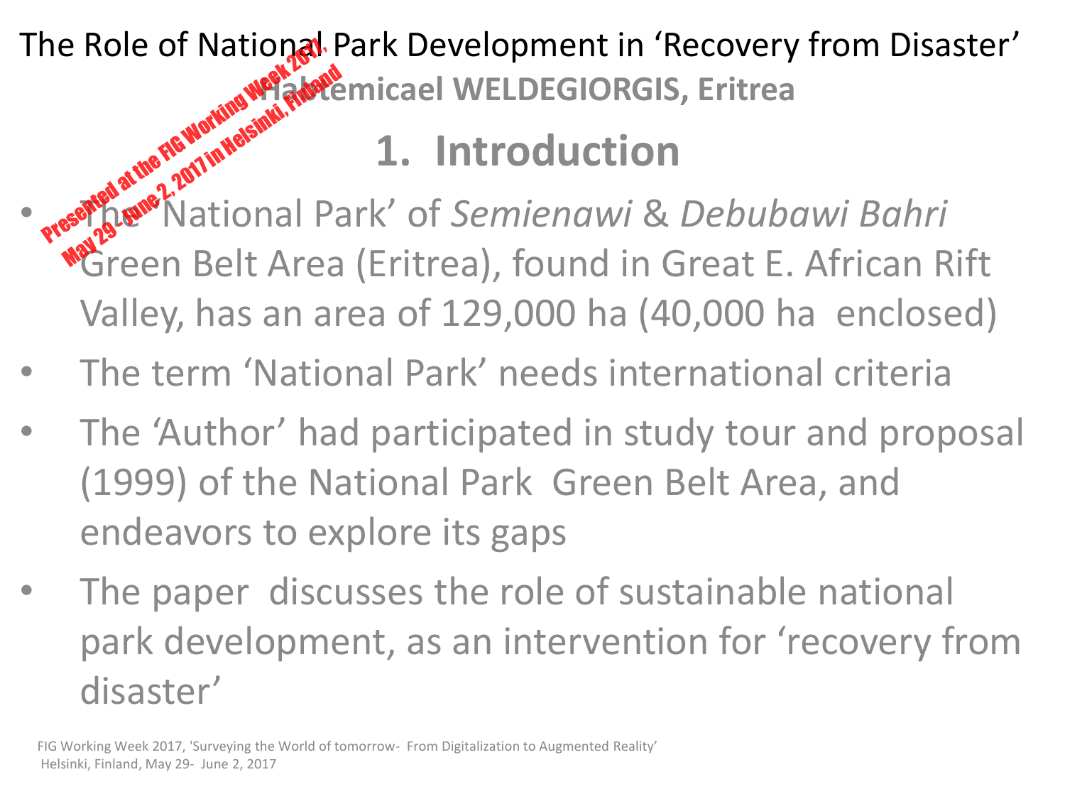# The Role of National Park Development in 'Recovery from Disaster'

**Habtemicael WELDEGIORGIS, Eritrea**

Presented at the FIG Working Week 2017, May 29 - June 2, 2017 in Helsinki, Finland

## 1. Introduction

- The 'National Park' of *Semienawi* & *Debubawi Bahri* Green Belt Area (Eritrea), found in Great E. African Rift Valley, has an area of 129,000 ha (40,000 ha enclosed)
- The term 'National Park' needs international criteria
- The 'Author' had participated in study tour and proposal (1999) of the National Park Green Belt Area, and endeavors to explore its gaps
- The paper discusses the role of sustainable national park development, as an intervention for 'recovery from disaster'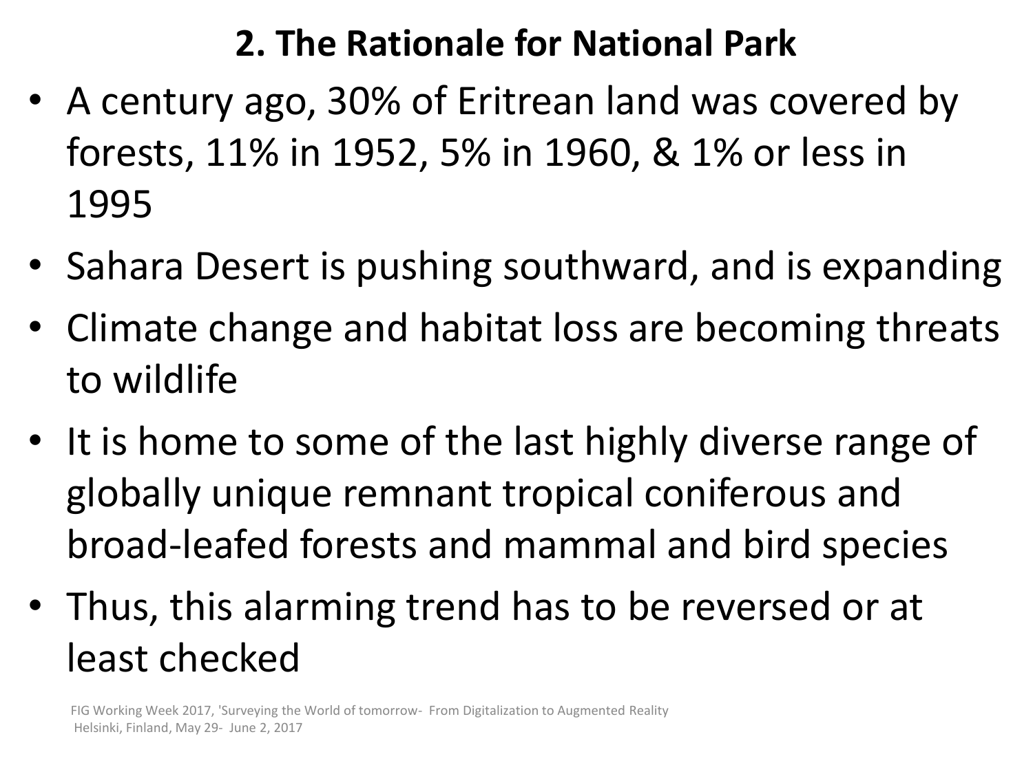## 2. The Rationale for National Park

- A century ago, 30% of Eritrean land was covered by forests, 11% in 1952, 5% in 1960, & 1% or less in 1995
- Sahara Desert is pushing southward, and is expanding
- Climate change and habitat loss are becoming threats to wildlife
- It is home to some of the last highly diverse range of globally unique remnant tropical coniferous and broad-leafed forests and mammal and bird species
- Thus, this alarming trend has to be reversed or at least checked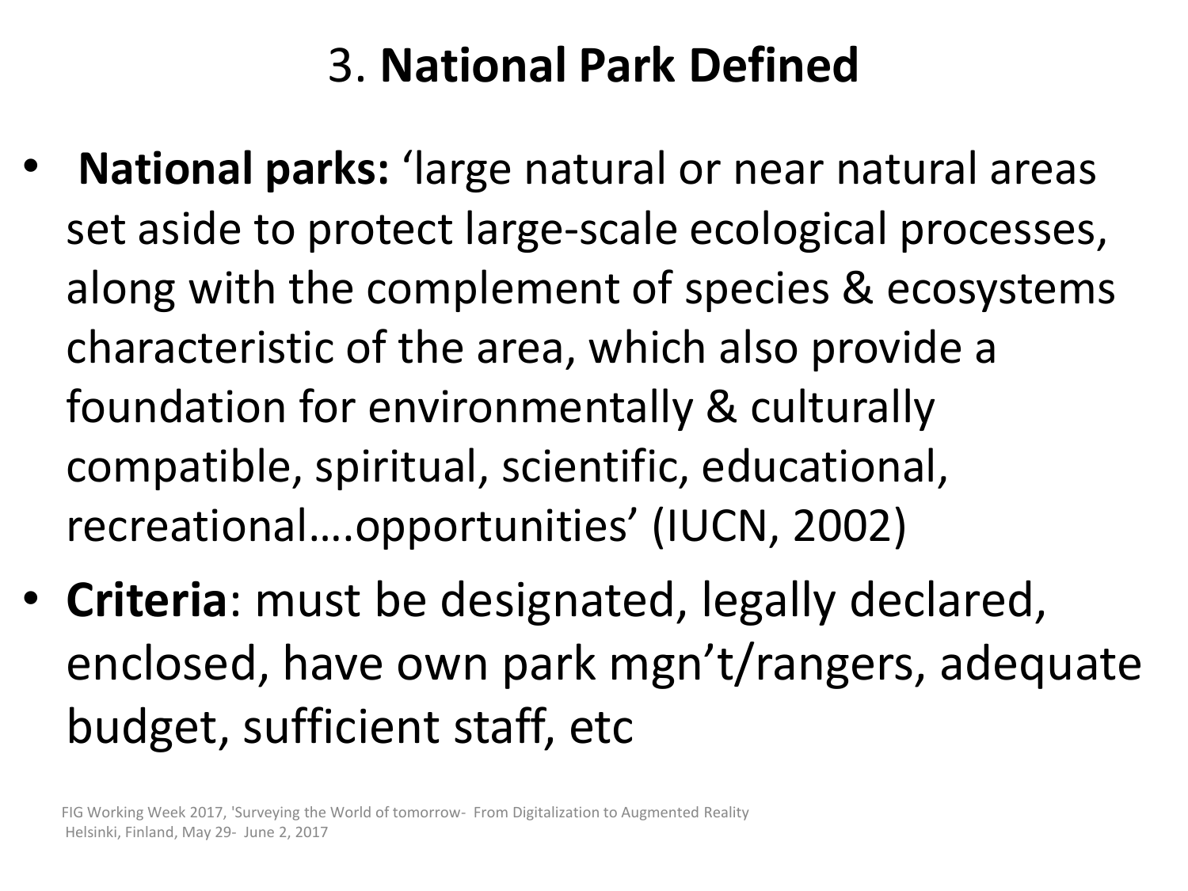# 3. **National Park Defined**

- **National parks:** 'large natural or near natural areas set aside to protect large-scale ecological processes, along with the complement of species & ecosystems characteristic of the area, which also provide a foundation for environmentally & culturally compatible, spiritual, scientific, educational, recreational….opportunities' (IUCN, 2002)
- **Criteria**: must be designated, legally declared, enclosed, have own park mgn't/rangers, adequate budget, sufficient staff, etc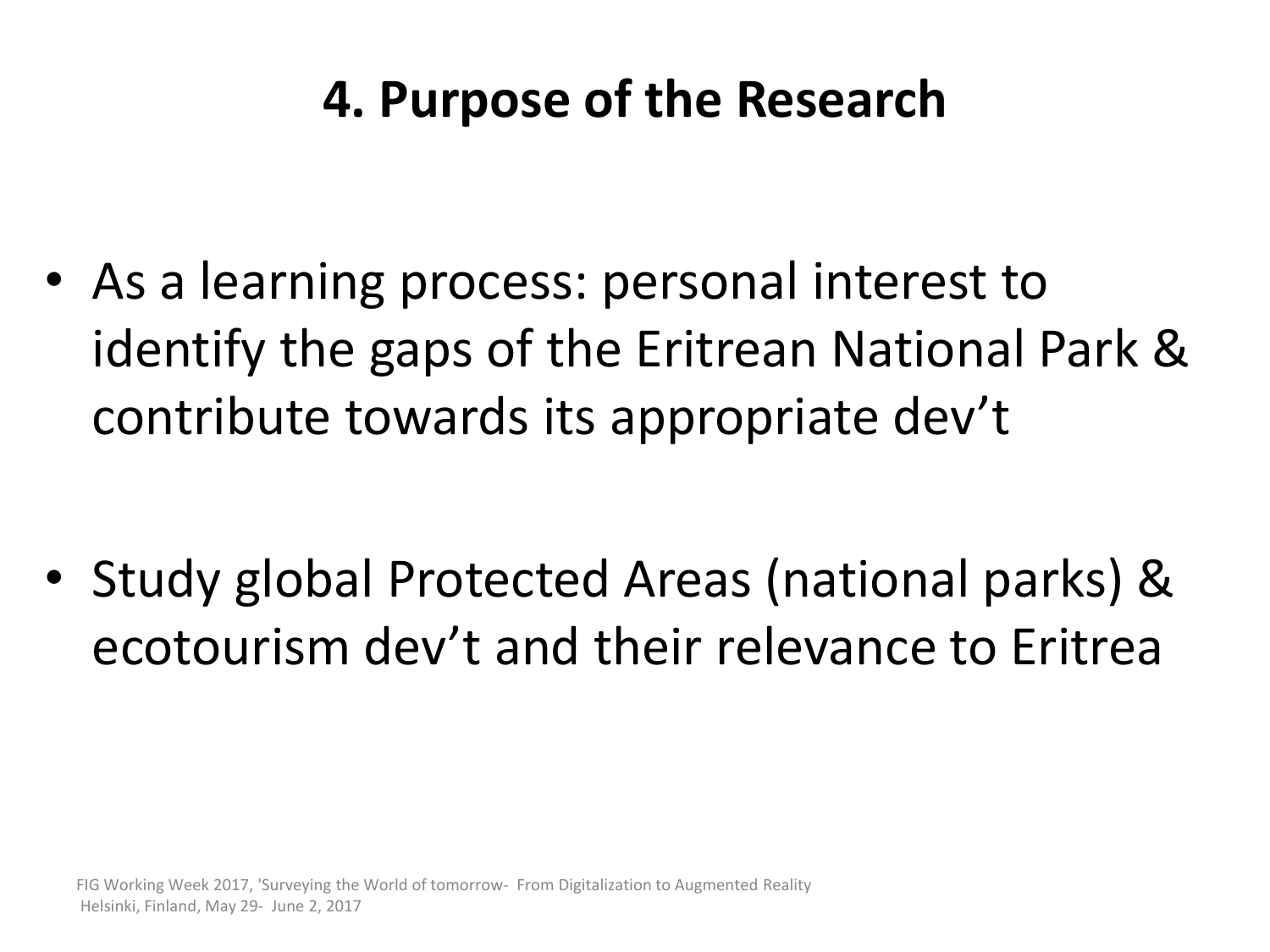# 4. Purpose of the Research

- As a learning process: personal interest to identify the gaps of the Eritrean National Park & contribute towards its appropriate dev't

- Study global Protected Areas (national parks) & ecotourism dev't and their relevance to Eritrea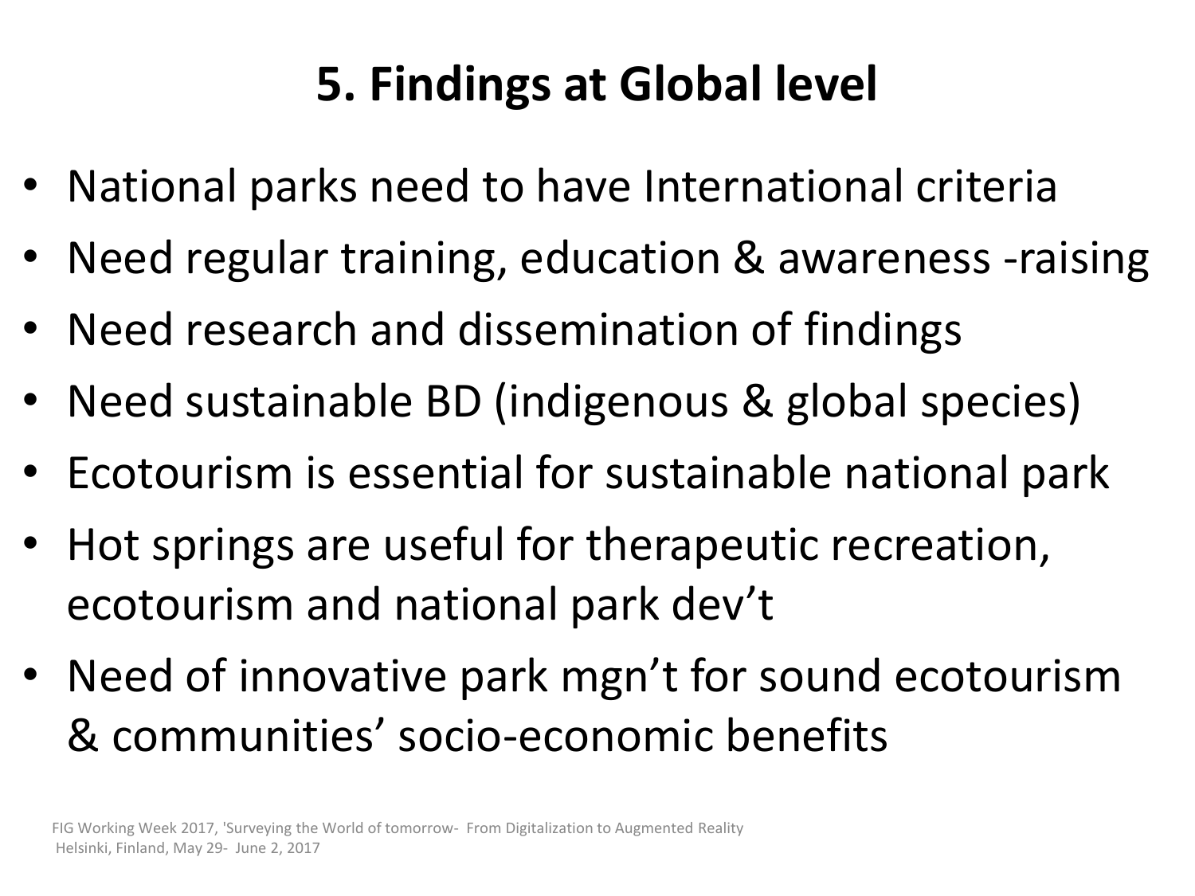# 5. Findings at Global level

- National parks need to have International criteria
- Need regular training, education & awareness -raising
- Need research and dissemination of findings
- Need sustainable BD (indigenous & global species)
- Ecotourism is essential for sustainable national park
- Hot springs are useful for therapeutic recreation, ecotourism and national park dev’t
- Need of innovative park mgn’t for sound ecotourism & communities’ socio-economic benefits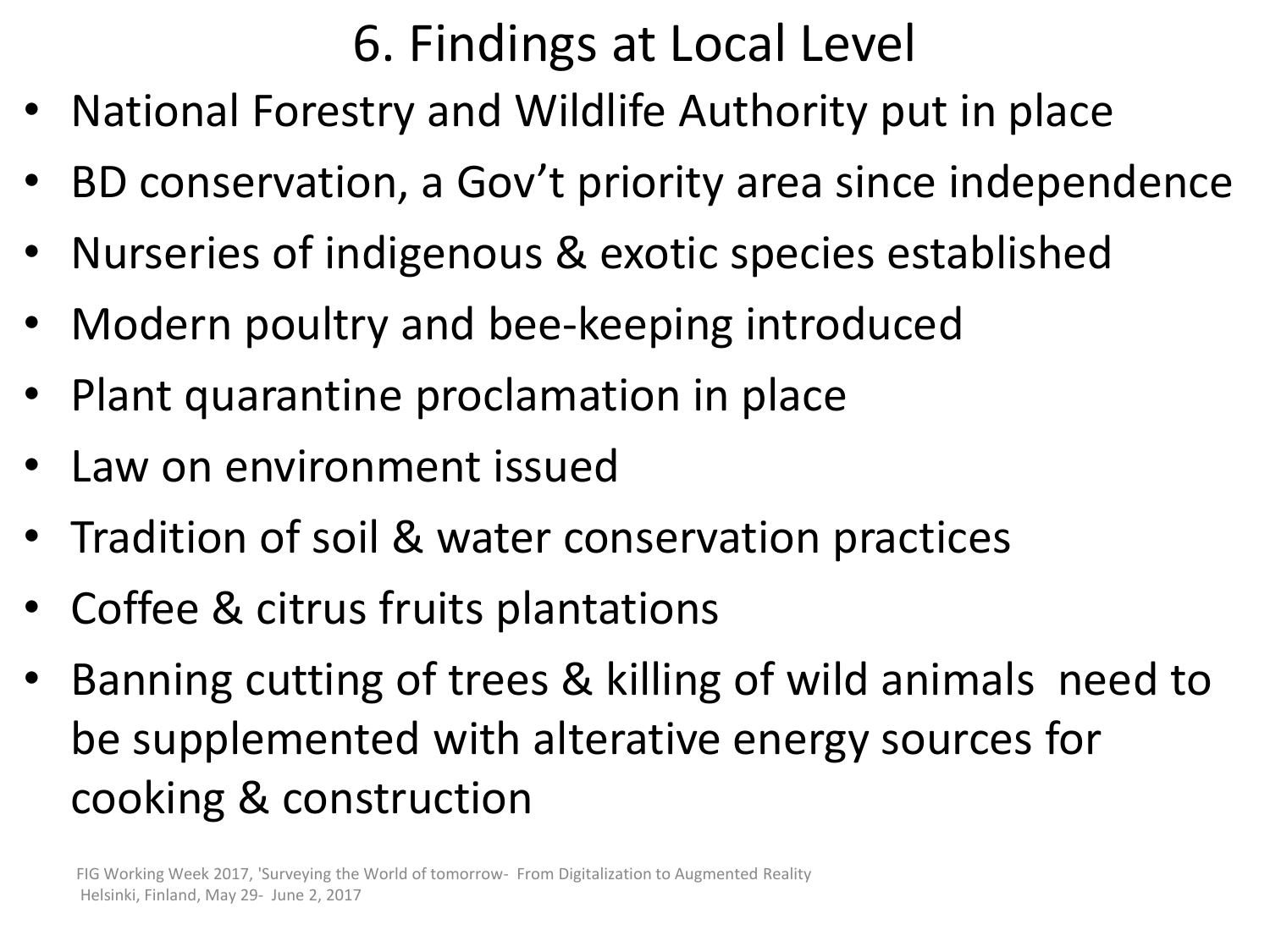# 6. Findings at Local Level

- National Forestry and Wildlife Authority put in place
- BD conservation, a Gov't priority area since independence
- Nurseries of indigenous & exotic species established
- Modern poultry and bee-keeping introduced
- Plant quarantine proclamation in place
- Law on environment issued
- Tradition of soil & water conservation practices
- Coffee & citrus fruits plantations
- Banning cutting of trees & killing of wild animals need to be supplemented with alterative energy sources for cooking & construction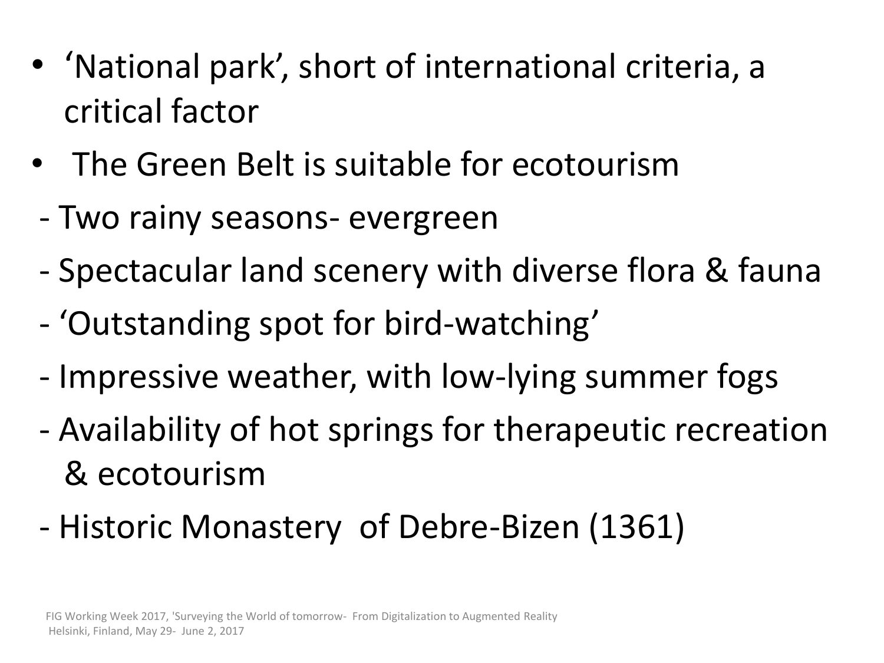- 'National park', short of international criteria, a critical factor
- The Green Belt is suitable for ecotourism
  - Two rainy seasons- evergreen
  - Spectacular land scenery with diverse flora & fauna
  - 'Outstanding spot for bird-watching'
  - Impressive weather, with low-lying summer fogs
  - Availability of hot springs for therapeutic recreation & ecotourism
  - Historic Monastery of Debre-Bizen (1361)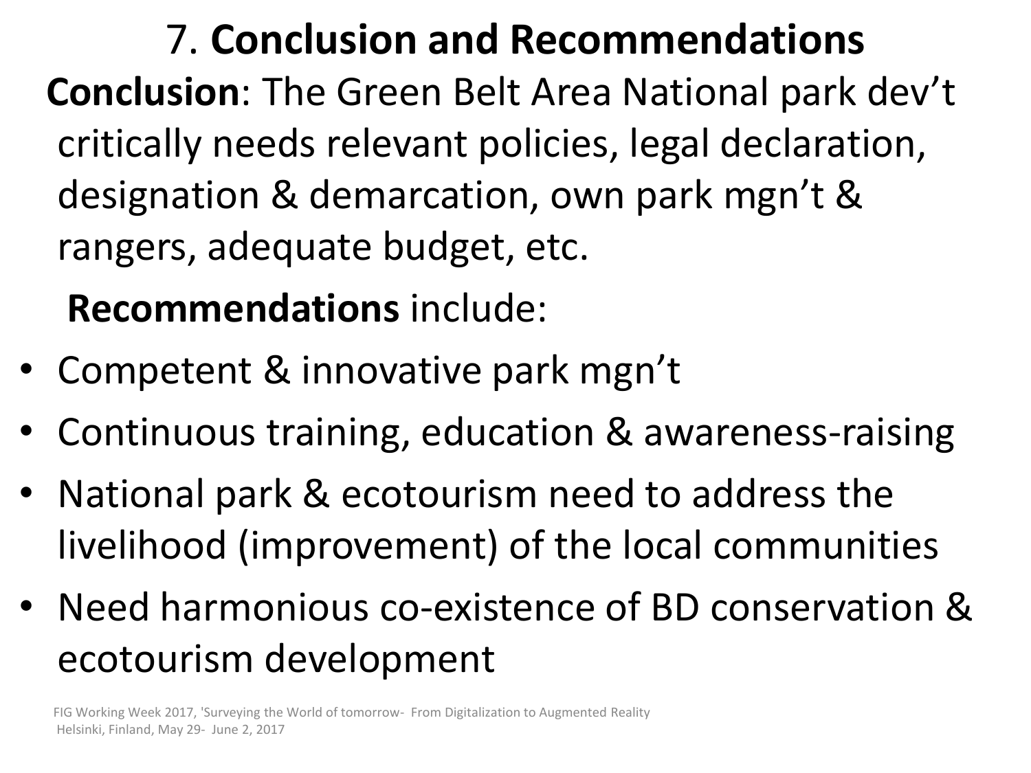# 7. **Conclusion and Recommendations**

**Conclusion**: The Green Belt Area National park dev’t critically needs relevant policies, legal declaration, designation & demarcation, own park mgn’t & rangers, adequate budget, etc.

**Recommendations** include:

- Competent & innovative park mgn’t
- Continuous training, education & awareness-raising
- National park & ecotourism need to address the livelihood (improvement) of the local communities
- Need harmonious co-existence of BD conservation & ecotourism development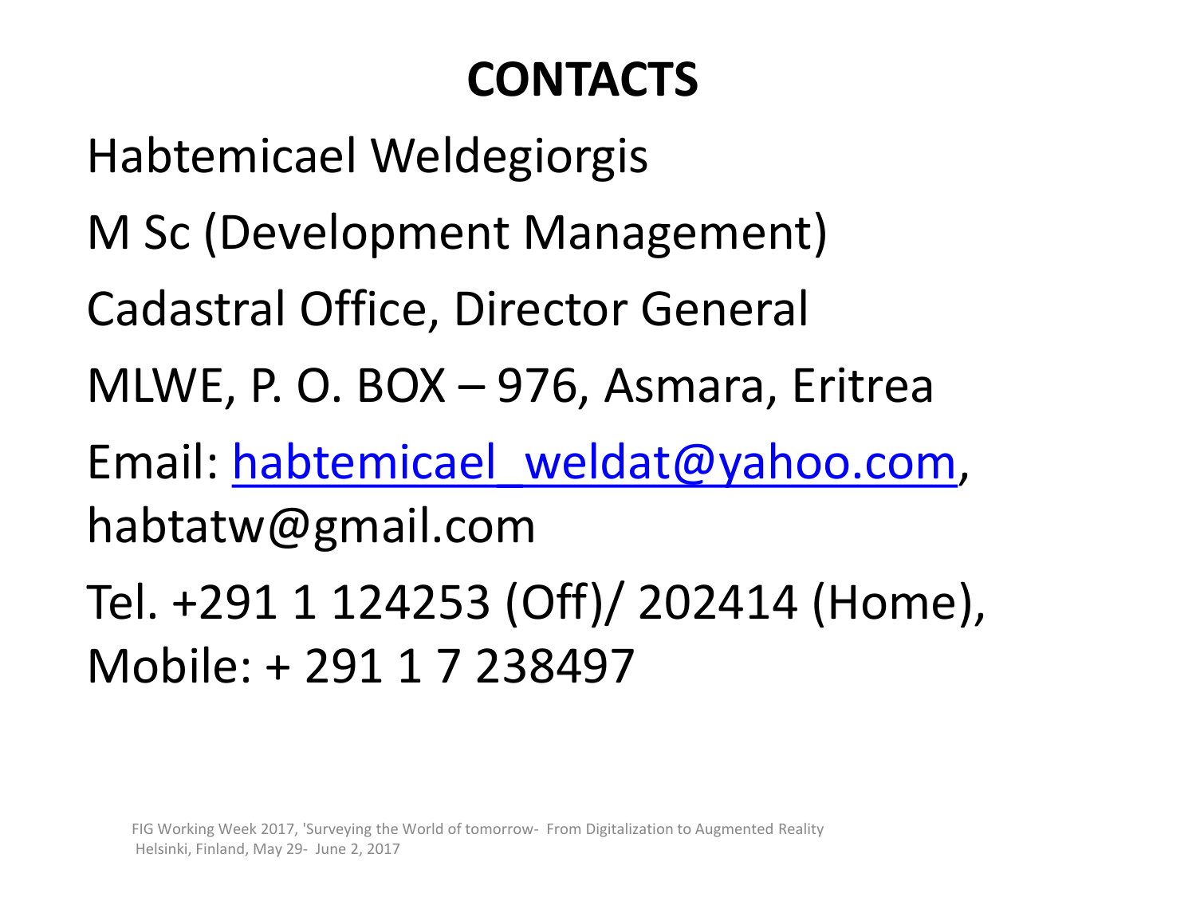# CONTACTS

Habtemicael Weldegiorgis

M Sc (Development Management)

Cadastral Office, Director General

MLWE, P. O. BOX – 976, Asmara, Eritrea

Email: habtemicael_weldat@yahoo.com, habtatw@gmail.com

Tel. +291 1 124253 (Off)/ 202414 (Home), Mobile: + 291 1 7 238497